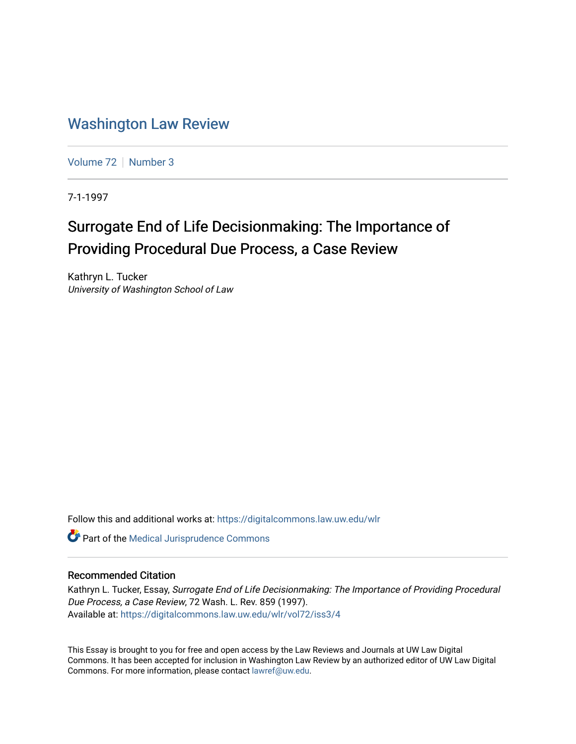# Washington Law Review

Volume 72 | Number 3

7-1-1997

## Surrogate End of Life Decisionmaking: The Importance of Providing Procedural Due Process, a Case Review

Kathryn L. Tucker
*University of Washington School of Law*

Follow this and additional works at: https://digitalcommons.law.uw.edu/wlr

Part of the Medical Jurisprudence Commons

### Recommended Citation

Kathryn L. Tucker, Essay, *Surrogate End of Life Decisionmaking: The Importance of Providing Procedural Due Process, a Case Review*, 72 Wash. L. Rev. 859 (1997).
Available at: https://digitalcommons.law.uw.edu/wlr/vol72/iss3/4

This Essay is brought to you for free and open access by the Law Reviews and Journals at UW Law Digital Commons. It has been accepted for inclusion in Washington Law Review by an authorized editor of UW Law Digital Commons. For more information, please contact lawref@uw.edu.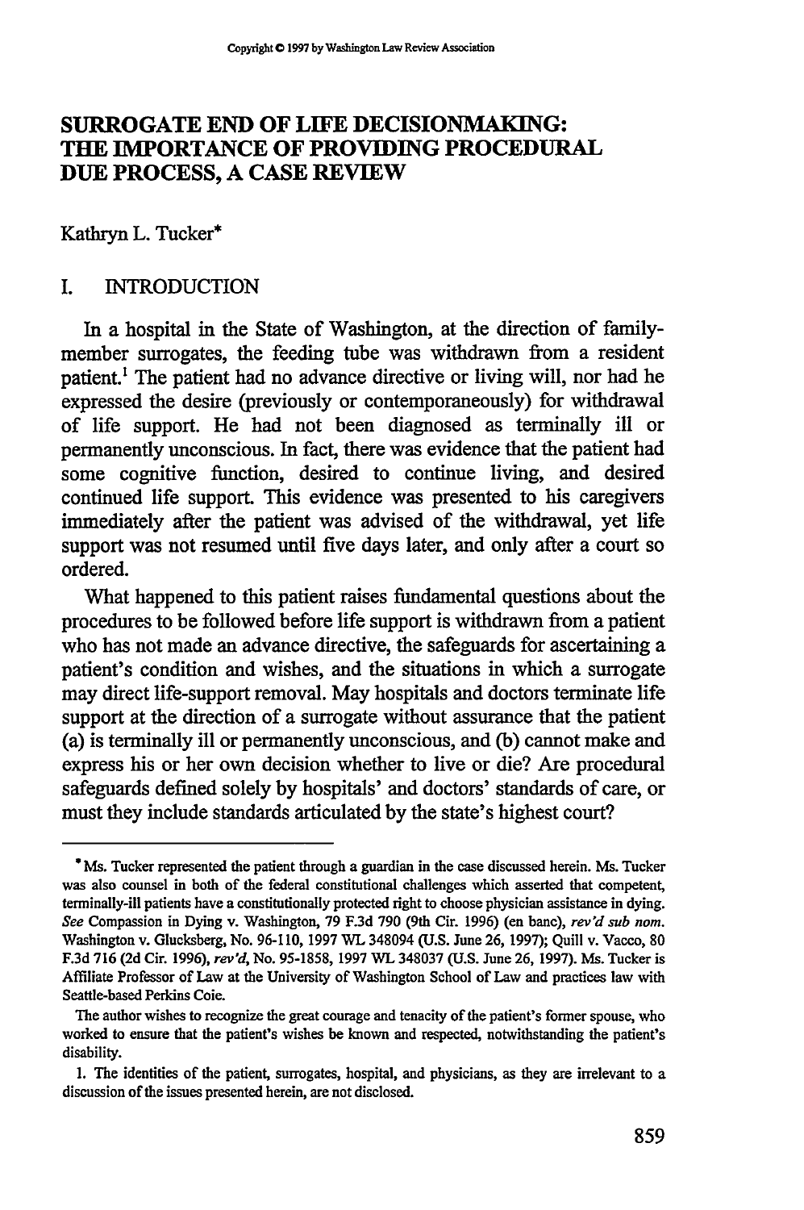# SURROGATE END OF LIFE DECISIONMAKING: THE IMPORTANCE OF PROVIDING PROCEDURAL DUE PROCESS, A CASE REVIEW

Kathryn L. Tucker*

## I. INTRODUCTION

In a hospital in the State of Washington, at the direction of family-member surrogates, the feeding tube was withdrawn from a resident patient.[1] The patient had no advance directive or living will, nor had he expressed the desire (previously or contemporaneously) for withdrawal of life support. He had not been diagnosed as terminally ill or permanently unconscious. In fact, there was evidence that the patient had some cognitive function, desired to continue living, and desired continued life support. This evidence was presented to his caregivers immediately after the patient was advised of the withdrawal, yet life support was not resumed until five days later, and only after a court so ordered.

What happened to this patient raises fundamental questions about the procedures to be followed before life support is withdrawn from a patient who has not made an advance directive, the safeguards for ascertaining a patient's condition and wishes, and the situations in which a surrogate may direct life-support removal. May hospitals and doctors terminate life support at the direction of a surrogate without assurance that the patient (a) is terminally ill or permanently unconscious, and (b) cannot make and express his or her own decision whether to live or die? Are procedural safeguards defined solely by hospitals' and doctors' standards of care, or must they include standards articulated by the state's highest court?

---

* Ms. Tucker represented the patient through a guardian in the case discussed herein. Ms. Tucker was also counsel in both of the federal constitutional challenges which asserted that competent, terminally-ill patients have a constitutionally protected right to choose physician assistance in dying. *See* Compassion in Dying v. Washington, 79 F.3d 790 (9th Cir. 1996) (en banc), *rev'd sub nom.* Washington v. Glucksberg, No. 96-110, 1997 WL 348094 (U.S. June 26, 1997); Quill v. Vacco, 80 F.3d 716 (2d Cir. 1996), *rev'd*, No. 95-1858, 1997 WL 348037 (U.S. June 26, 1997). Ms. Tucker is Affiliate Professor of Law at the University of Washington School of Law and practices law with Seattle-based Perkins Coie.

The author wishes to recognize the great courage and tenacity of the patient's former spouse, who worked to ensure that the patient's wishes be known and respected, notwithstanding the patient's disability.

1. The identities of the patient, surrogates, hospital, and physicians, as they are irrelevant to a discussion of the issues presented herein, are not disclosed.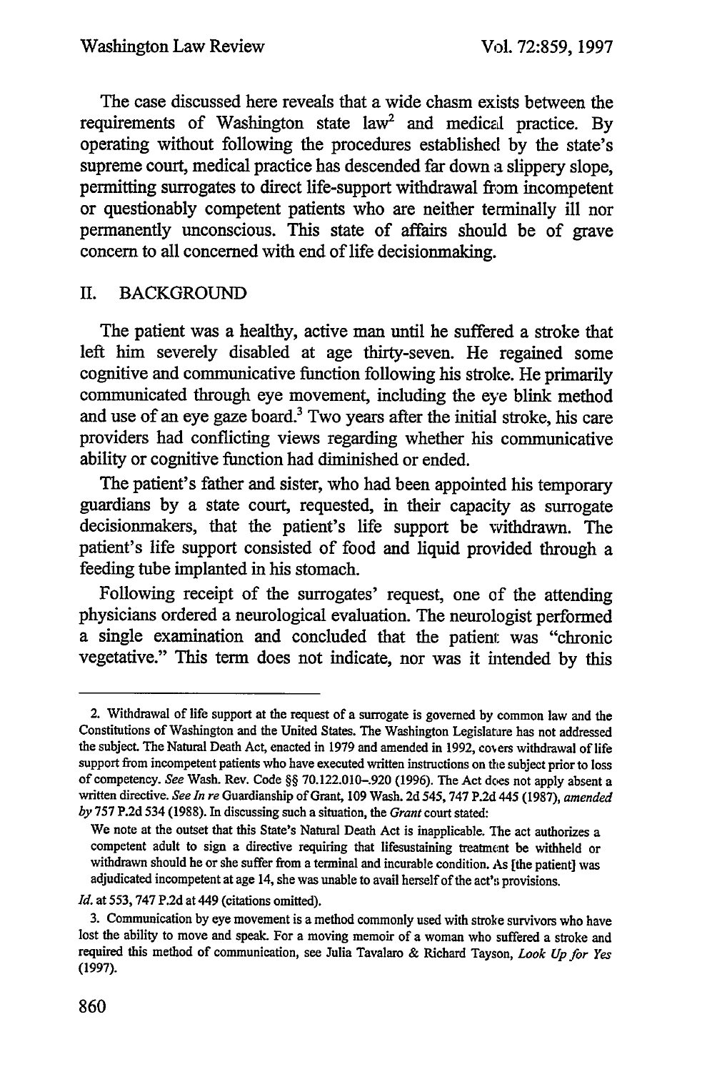The case discussed here reveals that a wide chasm exists between the requirements of Washington state law[2] and medical practice. By operating without following the procedures established by the state's supreme court, medical practice has descended far down a slippery slope, permitting surrogates to direct life-support withdrawal from incompetent or questionably competent patients who are neither terminally ill nor permanently unconscious. This state of affairs should be of grave concern to all concerned with end of life decisionmaking.

## II. BACKGROUND

The patient was a healthy, active man until he suffered a stroke that left him severely disabled at age thirty-seven. He regained some cognitive and communicative function following his stroke. He primarily communicated through eye movement, including the eye blink method and use of an eye gaze board.[3] Two years after the initial stroke, his care providers had conflicting views regarding whether his communicative ability or cognitive function had diminished or ended.

The patient's father and sister, who had been appointed his temporary guardians by a state court, requested, in their capacity as surrogate decisionmakers, that the patient's life support be withdrawn. The patient's life support consisted of food and liquid provided through a feeding tube implanted in his stomach.

Following receipt of the surrogates' request, one of the attending physicians ordered a neurological evaluation. The neurologist performed a single examination and concluded that the patient was "chronic vegetative." This term does not indicate, nor was it intended by this

---

2. Withdrawal of life support at the request of a surrogate is governed by common law and the Constitutions of Washington and the United States. The Washington Legislature has not addressed the subject. The Natural Death Act, enacted in 1979 and amended in 1992, covers withdrawal of life support from incompetent patients who have executed written instructions on the subject prior to loss of competency. *See* Wash. Rev. Code §§ 70.122.010–.920 (1996). The Act does not apply absent a written directive. *See In re* Guardianship of Grant, 109 Wash. 2d 545, 747 P.2d 445 (1987), *amended by* 757 P.2d 534 (1988). In discussing such a situation, the *Grant* court stated:

> We note at the outset that this State's Natural Death Act is inapplicable. The act authorizes a competent adult to sign a directive requiring that lifesustaining treatment be withheld or withdrawn should he or she suffer from a terminal and incurable condition. As [the patient] was adjudicated incompetent at age 14, she was unable to avail herself of the act's provisions.

*Id.* at 553, 747 P.2d at 449 (citations omitted).

3. Communication by eye movement is a method commonly used with stroke survivors who have lost the ability to move and speak. For a moving memoir of a woman who suffered a stroke and required this method of communication, see Julia Tavalaro & Richard Tayson, *Look Up for Yes* (1997).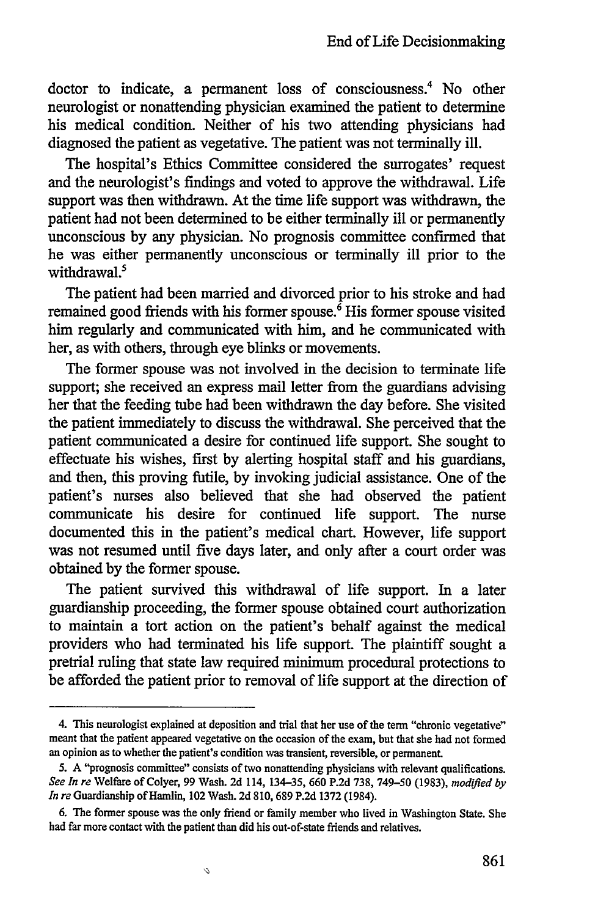doctor to indicate, a permanent loss of consciousness.[4] No other neurologist or nonattending physician examined the patient to determine his medical condition. Neither of his two attending physicians had diagnosed the patient as vegetative. The patient was not terminally ill.

The hospital's Ethics Committee considered the surrogates' request and the neurologist's findings and voted to approve the withdrawal. Life support was then withdrawn. At the time life support was withdrawn, the patient had not been determined to be either terminally ill or permanently unconscious by any physician. No prognosis committee confirmed that he was either permanently unconscious or terminally ill prior to the withdrawal.[5]

The patient had been married and divorced prior to his stroke and had remained good friends with his former spouse.[6] His former spouse visited him regularly and communicated with him, and he communicated with her, as with others, through eye blinks or movements.

The former spouse was not involved in the decision to terminate life support; she received an express mail letter from the guardians advising her that the feeding tube had been withdrawn the day before. She visited the patient immediately to discuss the withdrawal. She perceived that the patient communicated a desire for continued life support. She sought to effectuate his wishes, first by alerting hospital staff and his guardians, and then, this proving futile, by invoking judicial assistance. One of the patient's nurses also believed that she had observed the patient communicate his desire for continued life support. The nurse documented this in the patient's medical chart. However, life support was not resumed until five days later, and only after a court order was obtained by the former spouse.

The patient survived this withdrawal of life support. In a later guardianship proceeding, the former spouse obtained court authorization to maintain a tort action on the patient's behalf against the medical providers who had terminated his life support. The plaintiff sought a pretrial ruling that state law required minimum procedural protections to be afforded the patient prior to removal of life support at the direction of

---

4. This neurologist explained at deposition and trial that her use of the term "chronic vegetative" meant that the patient appeared vegetative on the occasion of the exam, but that she had not formed an opinion as to whether the patient's condition was transient, reversible, or permanent.

5. A "prognosis committee" consists of two nonattending physicians with relevant qualifications. *See In re* Welfare of Colyer, 99 Wash. 2d 114, 134–35, 660 P.2d 738, 749–50 (1983), *modified by In re* Guardianship of Hamlin, 102 Wash. 2d 810, 689 P.2d 1372 (1984).

6. The former spouse was the only friend or family member who lived in Washington State. She had far more contact with the patient than did his out-of-state friends and relatives.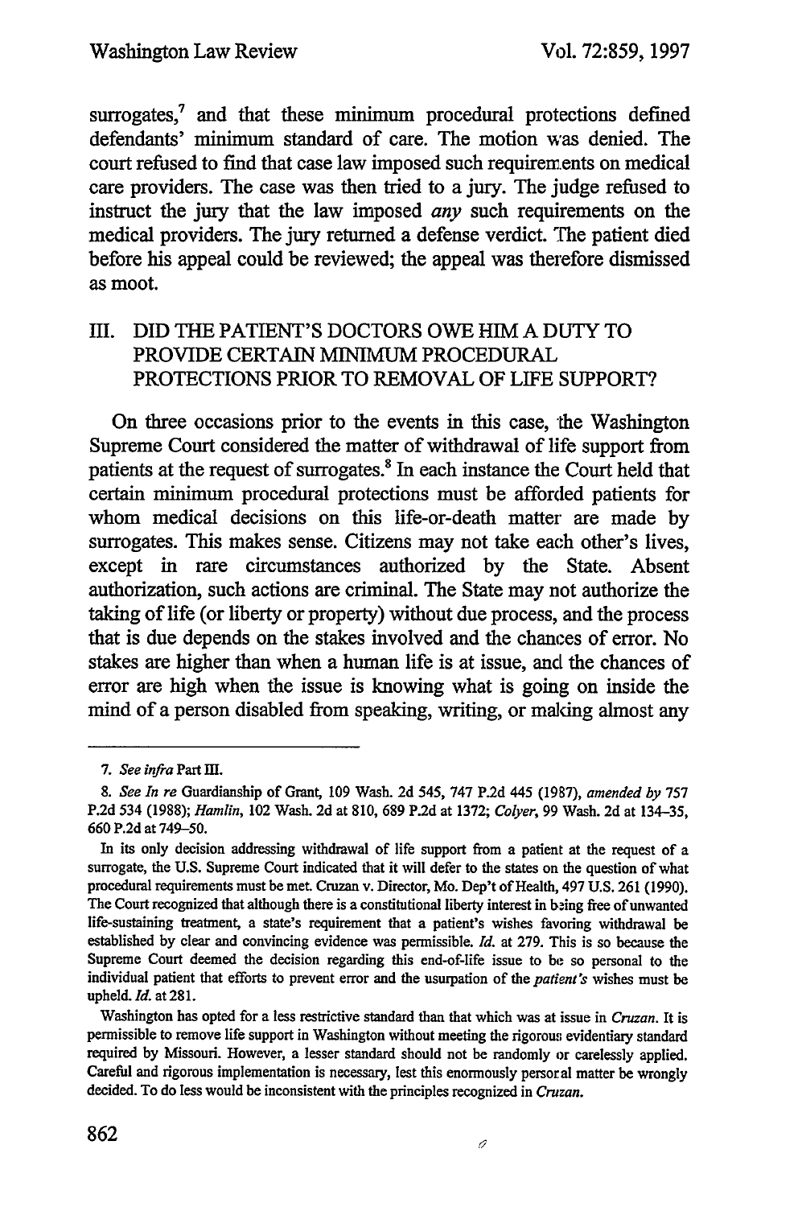surrogates,[7] and that these minimum procedural protections defined defendants' minimum standard of care. The motion was denied. The court refused to find that case law imposed such requirements on medical care providers. The case was then tried to a jury. The judge refused to instruct the jury that the law imposed *any* such requirements on the medical providers. The jury returned a defense verdict. The patient died before his appeal could be reviewed; the appeal was therefore dismissed as moot.

## III. DID THE PATIENT'S DOCTORS OWE HIM A DUTY TO PROVIDE CERTAIN MINIMUM PROCEDURAL PROTECTIONS PRIOR TO REMOVAL OF LIFE SUPPORT?

On three occasions prior to the events in this case, the Washington Supreme Court considered the matter of withdrawal of life support from patients at the request of surrogates.[8] In each instance the Court held that certain minimum procedural protections must be afforded patients for whom medical decisions on this life-or-death matter are made by surrogates. This makes sense. Citizens may not take each other's lives, except in rare circumstances authorized by the State. Absent authorization, such actions are criminal. The State may not authorize the taking of life (or liberty or property) without due process, and the process that is due depends on the stakes involved and the chances of error. No stakes are higher than when a human life is at issue, and the chances of error are high when the issue is knowing what is going on inside the mind of a person disabled from speaking, writing, or making almost any

---

7. *See infra* Part III.

8. *See In re* Guardianship of Grant, 109 Wash. 2d 545, 747 P.2d 445 (1987), *amended by* 757 P.2d 534 (1988); *Hamlin*, 102 Wash. 2d at 810, 689 P.2d at 1372; *Colyer*, 99 Wash. 2d at 134–35, 660 P.2d at 749–50.

In its only decision addressing withdrawal of life support from a patient at the request of a surrogate, the U.S. Supreme Court indicated that it will defer to the states on the question of what procedural requirements must be met. Cruzan v. Director, Mo. Dep't of Health, 497 U.S. 261 (1990). The Court recognized that although there is a constitutional liberty interest in being free of unwanted life-sustaining treatment, a state's requirement that a patient's wishes favoring withdrawal be established by clear and convincing evidence was permissible. *Id.* at 279. This is so because the Supreme Court deemed the decision regarding this end-of-life issue to be so personal to the individual patient that efforts to prevent error and the usurpation of the *patient's* wishes must be upheld. *Id.* at 281.

Washington has opted for a less restrictive standard than that which was at issue in *Cruzan*. It is permissible to remove life support in Washington without meeting the rigorous evidentiary standard required by Missouri. However, a lesser standard should not be randomly or carelessly applied. Careful and rigorous implementation is necessary, lest this enormously personal matter be wrongly decided. To do less would be inconsistent with the principles recognized in *Cruzan*.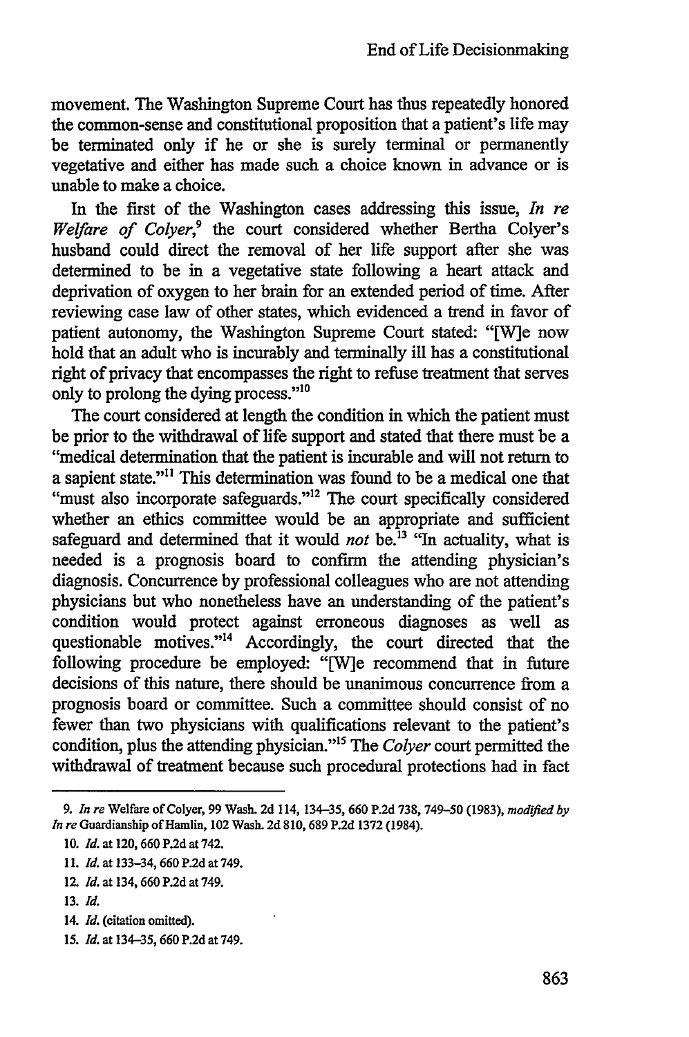movement. The Washington Supreme Court has thus repeatedly honored the common-sense and constitutional proposition that a patient's life may be terminated only if he or she is surely terminal or permanently vegetative and either has made such a choice known in advance or is unable to make a choice.

In the first of the Washington cases addressing this issue, *In re Welfare of Colyer*,[9] the court considered whether Bertha Colyer's husband could direct the removal of her life support after she was determined to be in a vegetative state following a heart attack and deprivation of oxygen to her brain for an extended period of time. After reviewing case law of other states, which evidenced a trend in favor of patient autonomy, the Washington Supreme Court stated: "[W]e now hold that an adult who is incurably and terminally ill has a constitutional right of privacy that encompasses the right to refuse treatment that serves only to prolong the dying process."[10]

The court considered at length the condition in which the patient must be prior to the withdrawal of life support and stated that there must be a "medical determination that the patient is incurable and will not return to a sapient state."[11] This determination was found to be a medical one that "must also incorporate safeguards."[12] The court specifically considered whether an ethics committee would be an appropriate and sufficient safeguard and determined that it would *not* be.[13] "In actuality, what is needed is a prognosis board to confirm the attending physician's diagnosis. Concurrence by professional colleagues who are not attending physicians but who nonetheless have an understanding of the patient's condition would protect against erroneous diagnoses as well as questionable motives."[14] Accordingly, the court directed that the following procedure be employed: "[W]e recommend that in future decisions of this nature, there should be unanimous concurrence from a prognosis board or committee. Such a committee should consist of no fewer than two physicians with qualifications relevant to the patient's condition, plus the attending physician."[15] The *Colyer* court permitted the withdrawal of treatment because such procedural protections had in fact

---

9. *In re* Welfare of Colyer, 99 Wash. 2d 114, 134–35, 660 P.2d 738, 749–50 (1983), *modified by In re* Guardianship of Hamlin, 102 Wash. 2d 810, 689 P.2d 1372 (1984).

10. *Id.* at 120, 660 P.2d at 742.

11. *Id.* at 133–34, 660 P.2d at 749.

12. *Id.* at 134, 660 P.2d at 749.

13. *Id.*

14. *Id.* (citation omitted).

15. *Id.* at 134–35, 660 P.2d at 749.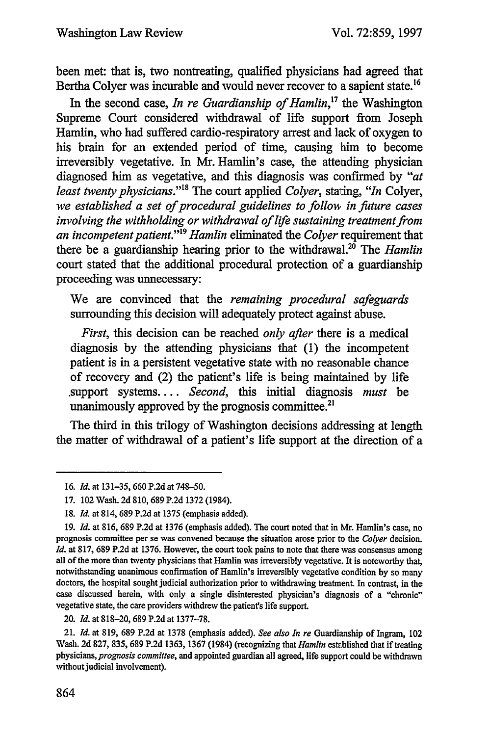been met: that is, two nontreating, qualified physicians had agreed that Bertha Colyer was incurable and would never recover to a sapient state.[16]

In the second case, *In re Guardianship of Hamlin*,[17] the Washington Supreme Court considered withdrawal of life support from Joseph Hamlin, who had suffered cardio-respiratory arrest and lack of oxygen to his brain for an extended period of time, causing him to become irreversibly vegetative. In Mr. Hamlin's case, the attending physician diagnosed him as vegetative, and this diagnosis was confirmed by "*at least twenty physicians*."[18] The court applied *Colyer*, stating, "*In* Colyer, *we established a set of procedural guidelines to follow in future cases involving the withholding or withdrawal of life sustaining treatment from an incompetent patient*."[19] *Hamlin* eliminated the *Colyer* requirement that there be a guardianship hearing prior to the withdrawal.[20] The *Hamlin* court stated that the additional procedural protection of a guardianship proceeding was unnecessary:

> We are convinced that the *remaining procedural safeguards* surrounding this decision will adequately protect against abuse.
>
> *First*, this decision can be reached *only after* there is a medical diagnosis by the attending physicians that (1) the incompetent patient is in a persistent vegetative state with no reasonable chance of recovery and (2) the patient's life is being maintained by life support systems.... *Second*, this initial diagnosis *must* be unanimously approved by the prognosis committee.[21]

The third in this trilogy of Washington decisions addressing at length the matter of withdrawal of a patient's life support at the direction of a

---

16. *Id.* at 131–35, 660 P.2d at 748–50.

17. 102 Wash. 2d 810, 689 P.2d 1372 (1984).

18. *Id.* at 814, 689 P.2d at 1375 (emphasis added).

19. *Id.* at 816, 689 P.2d at 1376 (emphasis added). The court noted that in Mr. Hamlin's case, no prognosis committee per se was convened because the situation arose prior to the *Colyer* decision. *Id.* at 817, 689 P.2d at 1376. However, the court took pains to note that there was consensus among all of the more than twenty physicians that Hamlin was irreversibly vegetative. It is noteworthy that, notwithstanding unanimous confirmation of Hamlin's irreversibly vegetative condition by so many doctors, the hospital sought judicial authorization prior to withdrawing treatment. In contrast, in the case discussed herein, with only a single disinterested physician's diagnosis of a "chronic" vegetative state, the care providers withdrew the patient's life support.

20. *Id.* at 818–20, 689 P.2d at 1377–78.

21. *Id.* at 819, 689 P.2d at 1378 (emphasis added). *See also In re* Guardianship of Ingram, 102 Wash. 2d 827, 835, 689 P.2d 1363, 1367 (1984) (recognizing that *Hamlin* established that if treating physicians, *prognosis committee*, and appointed guardian all agreed, life support could be withdrawn without judicial involvement).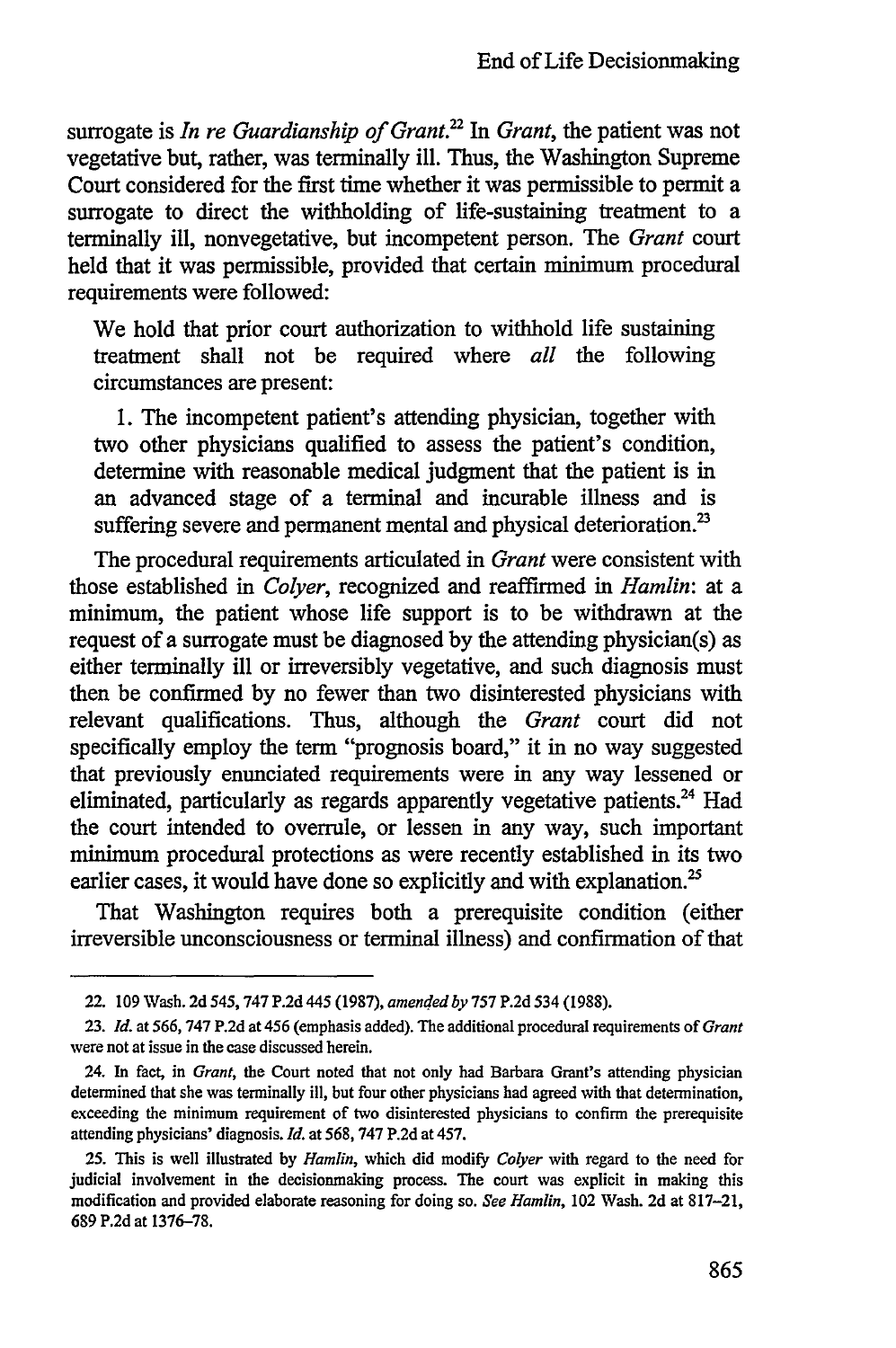surrogate is *In re Guardianship of Grant*.[22] In *Grant*, the patient was not vegetative but, rather, was terminally ill. Thus, the Washington Supreme Court considered for the first time whether it was permissible to permit a surrogate to direct the withholding of life-sustaining treatment to a terminally ill, nonvegetative, but incompetent person. The *Grant* court held that it was permissible, provided that certain minimum procedural requirements were followed:

> We hold that prior court authorization to withhold life sustaining treatment shall not be required where *all* the following circumstances are present:
>
> 1. The incompetent patient's attending physician, together with two other physicians qualified to assess the patient's condition, determine with reasonable medical judgment that the patient is in an advanced stage of a terminal and incurable illness and is suffering severe and permanent mental and physical deterioration.[23]

The procedural requirements articulated in *Grant* were consistent with those established in *Colyer*, recognized and reaffirmed in *Hamlin*: at a minimum, the patient whose life support is to be withdrawn at the request of a surrogate must be diagnosed by the attending physician(s) as either terminally ill or irreversibly vegetative, and such diagnosis must then be confirmed by no fewer than two disinterested physicians with relevant qualifications. Thus, although the *Grant* court did not specifically employ the term "prognosis board," it in no way suggested that previously enunciated requirements were in any way lessened or eliminated, particularly as regards apparently vegetative patients.[24] Had the court intended to overrule, or lessen in any way, such important minimum procedural protections as were recently established in its two earlier cases, it would have done so explicitly and with explanation.[25]

That Washington requires both a prerequisite condition (either irreversible unconsciousness or terminal illness) and confirmation of that

---

22. 109 Wash. 2d 545, 747 P.2d 445 (1987), *amended by* 757 P.2d 534 (1988).

23. *Id.* at 566, 747 P.2d at 456 (emphasis added). The additional procedural requirements of *Grant* were not at issue in the case discussed herein.

24. In fact, in *Grant*, the Court noted that not only had Barbara Grant's attending physician determined that she was terminally ill, but four other physicians had agreed with that determination, exceeding the minimum requirement of two disinterested physicians to confirm the prerequisite attending physicians' diagnosis. *Id.* at 568, 747 P.2d at 457.

25. This is well illustrated by *Hamlin*, which did modify *Colyer* with regard to the need for judicial involvement in the decisionmaking process. The court was explicit in making this modification and provided elaborate reasoning for doing so. *See Hamlin*, 102 Wash. 2d at 817–21, 689 P.2d at 1376–78.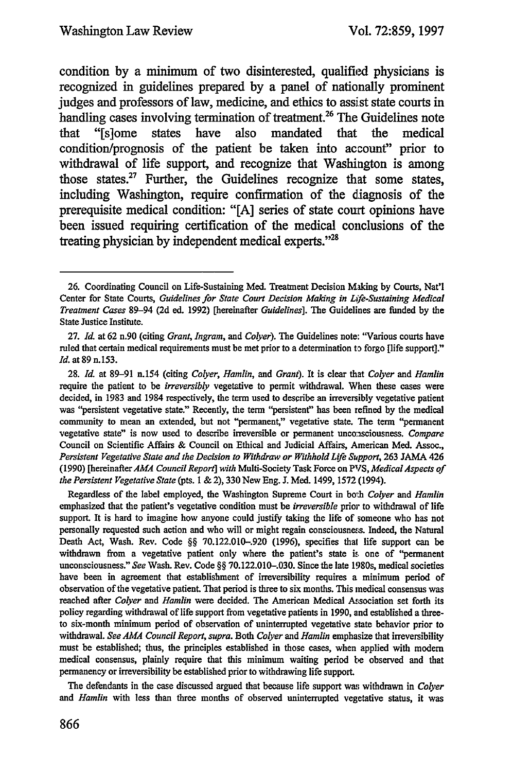condition by a minimum of two disinterested, qualified physicians is recognized in guidelines prepared by a panel of nationally prominent judges and professors of law, medicine, and ethics to assist state courts in handling cases involving termination of treatment.[26] The Guidelines note that "[s]ome states have also mandated that the medical condition/prognosis of the patient be taken into account" prior to withdrawal of life support, and recognize that Washington is among those states.[27] Further, the Guidelines recognize that some states, including Washington, require confirmation of the diagnosis of the prerequisite medical condition: "[A] series of state court opinions have been issued requiring certification of the medical conclusions of the treating physician by independent medical experts."[28]

---

26. Coordinating Council on Life-Sustaining Med. Treatment Decision Making by Courts, Nat'l Center for State Courts, *Guidelines for State Court Decision Making in Life-Sustaining Medical Treatment Cases* 89–94 (2d ed. 1992) [hereinafter *Guidelines*]. The Guidelines are funded by the State Justice Institute.

27. *Id.* at 62 n.90 (citing *Grant*, *Ingram*, and *Colyer*). The Guidelines note: "Various courts have ruled that certain medical requirements must be met prior to a determination to forgo [life support]." *Id.* at 89 n.153.

28. *Id.* at 89–91 n.154 (citing *Colyer*, *Hamlin*, and *Grant*). It is clear that *Colyer* and *Hamlin* require the patient to be *irreversibly* vegetative to permit withdrawal. When these cases were decided, in 1983 and 1984 respectively, the term used to describe an irreversibly vegetative patient was "persistent vegetative state." Recently, the term "persistent" has been refined by the medical community to mean an extended, but not "permanent," vegetative state. The term "permanent vegetative state" is now used to describe irreversible or permanent unconsciousness. *Compare* Council on Scientific Affairs & Council on Ethical and Judicial Affairs, American Med. Assoc., *Persistent Vegetative State and the Decision to Withdraw or Withhold Life Support*, 263 JAMA 426 (1990) [hereinafter *AMA Council Report*] *with* Multi-Society Task Force on PVS, *Medical Aspects of the Persistent Vegetative State* (pts. 1 & 2), 330 New Eng. J. Med. 1499, 1572 (1994).

Regardless of the label employed, the Washington Supreme Court in both *Colyer* and *Hamlin* emphasized that the patient's vegetative condition must be *irreversible* prior to withdrawal of life support. It is hard to imagine how anyone could justify taking the life of someone who has not personally requested such action and who will or might regain consciousness. Indeed, the Natural Death Act, Wash. Rev. Code §§ 70.122.010–.920 (1996), specifies that life support can be withdrawn from a vegetative patient only where the patient's state is one of "permanent unconsciousness." *See* Wash. Rev. Code §§ 70.122.010–.030. Since the late 1980s, medical societies have been in agreement that establishment of irreversibility requires a minimum period of observation of the vegetative patient. That period is three to six months. This medical consensus was reached after *Colyer* and *Hamlin* were decided. The American Medical Association set forth its policy regarding withdrawal of life support from vegetative patients in 1990, and established a three- to six-month minimum period of observation of uninterrupted vegetative state behavior prior to withdrawal. *See AMA Council Report*, *supra*. Both *Colyer* and *Hamlin* emphasize that irreversibility must be established; thus, the principles established in those cases, when applied with modern medical consensus, plainly require that this minimum waiting period be observed and that permanency or irreversibility be established prior to withdrawing life support.

The defendants in the case discussed argued that because life support was withdrawn in *Colyer* and *Hamlin* with less than three months of observed uninterrupted vegetative status, it was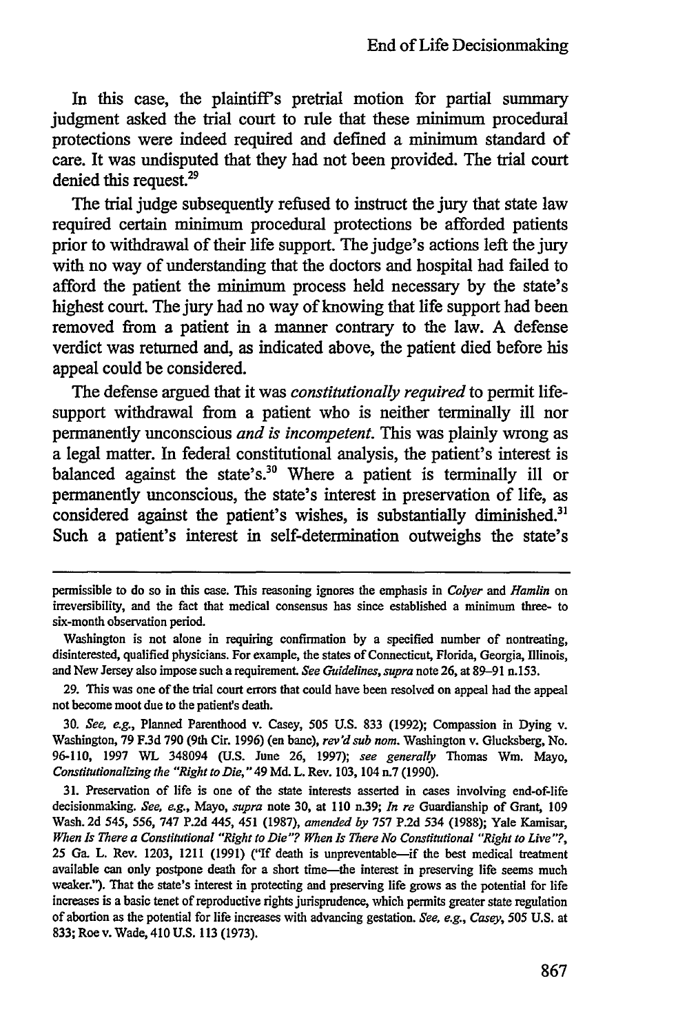In this case, the plaintiff's pretrial motion for partial summary judgment asked the trial court to rule that these minimum procedural protections were indeed required and defined a minimum standard of care. It was undisputed that they had not been provided. The trial court denied this request.[29]

The trial judge subsequently refused to instruct the jury that state law required certain minimum procedural protections be afforded patients prior to withdrawal of their life support. The judge's actions left the jury with no way of understanding that the doctors and hospital had failed to afford the patient the minimum process held necessary by the state's highest court. The jury had no way of knowing that life support had been removed from a patient in a manner contrary to the law. A defense verdict was returned and, as indicated above, the patient died before his appeal could be considered.

The defense argued that it was *constitutionally required* to permit life-support withdrawal from a patient who is neither terminally ill nor permanently unconscious *and is incompetent*. This was plainly wrong as a legal matter. In federal constitutional analysis, the patient's interest is balanced against the state's.[30] Where a patient is terminally ill or permanently unconscious, the state's interest in preservation of life, as considered against the patient's wishes, is substantially diminished.[31] Such a patient's interest in self-determination outweighs the state's

---

permissible to do so in this case. This reasoning ignores the emphasis in *Colyer* and *Hamlin* on irreversibility, and the fact that medical consensus has since established a minimum three- to six-month observation period.

Washington is not alone in requiring confirmation by a specified number of nontreating, disinterested, qualified physicians. For example, the states of Connecticut, Florida, Georgia, Illinois, and New Jersey also impose such a requirement. *See Guidelines*, *supra* note 26, at 89–91 n.153.

29. This was one of the trial court errors that could have been resolved on appeal had the appeal not become moot due to the patient's death.

30. *See, e.g.*, Planned Parenthood v. Casey, 505 U.S. 833 (1992); Compassion in Dying v. Washington, 79 F.3d 790 (9th Cir. 1996) (en banc), *rev'd sub nom.* Washington v. Glucksberg, No. 96-110, 1997 WL 348094 (U.S. June 26, 1997); *see generally* Thomas Wm. Mayo, *Constitutionalizing the "Right to Die,"* 49 Md. L. Rev. 103, 104 n.7 (1990).

31. Preservation of life is one of the state interests asserted in cases involving end-of-life decisionmaking. *See, e.g.*, Mayo, *supra* note 30, at 110 n.39; *In re* Guardianship of Grant, 109 Wash. 2d 545, 556, 747 P.2d 445, 451 (1987), *amended by* 757 P.2d 534 (1988); Yale Kamisar, *When Is There a Constitutional "Right to Die"? When Is There No Constitutional "Right to Live"?*, 25 Ga. L. Rev. 1203, 1211 (1991) ("If death is unpreventable—if the best medical treatment available can only postpone death for a short time—the interest in preserving life seems much weaker."). That the state's interest in protecting and preserving life grows as the potential for life increases is a basic tenet of reproductive rights jurisprudence, which permits greater state regulation of abortion as the potential for life increases with advancing gestation. *See, e.g.*, *Casey*, 505 U.S. at 833; Roe v. Wade, 410 U.S. 113 (1973).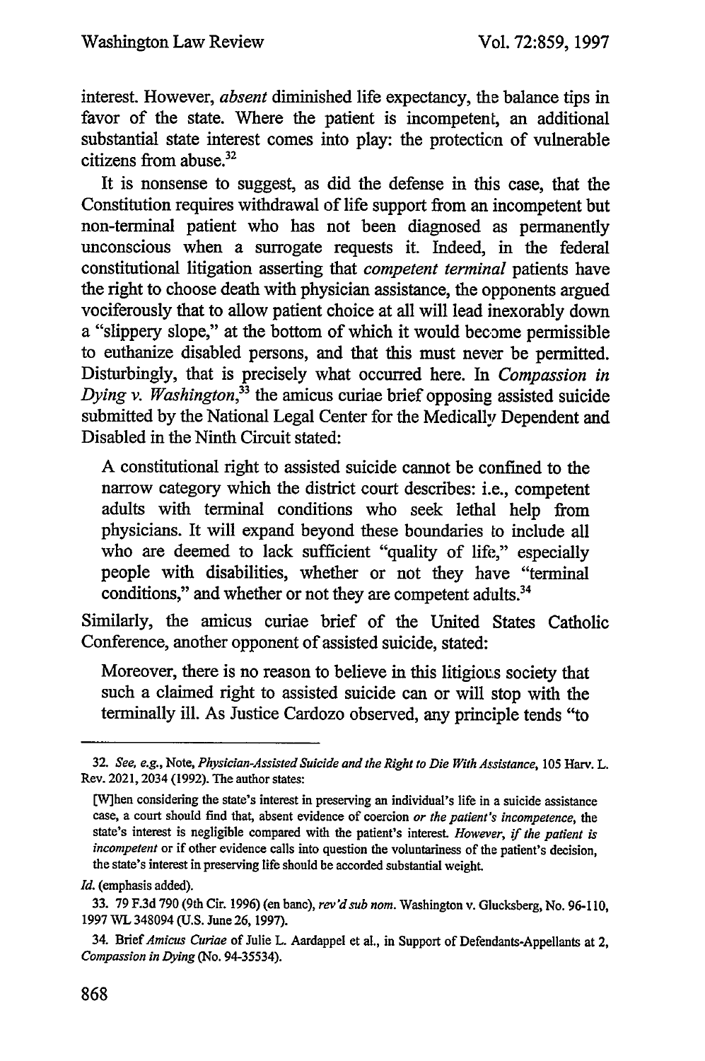interest. However, *absent* diminished life expectancy, the balance tips in favor of the state. Where the patient is incompetent, an additional substantial state interest comes into play: the protection of vulnerable citizens from abuse.[32]

It is nonsense to suggest, as did the defense in this case, that the Constitution requires withdrawal of life support from an incompetent but non-terminal patient who has not been diagnosed as permanently unconscious when a surrogate requests it. Indeed, in the federal constitutional litigation asserting that *competent terminal* patients have the right to choose death with physician assistance, the opponents argued vociferously that to allow patient choice at all will lead inexorably down a "slippery slope," at the bottom of which it would become permissible to euthanize disabled persons, and that this must never be permitted. Disturbingly, that is precisely what occurred here. In *Compassion in Dying v. Washington*,[33] the amicus curiae brief opposing assisted suicide submitted by the National Legal Center for the Medically Dependent and Disabled in the Ninth Circuit stated:

> A constitutional right to assisted suicide cannot be confined to the narrow category which the district court describes: i.e., competent adults with terminal conditions who seek lethal help from physicians. It will expand beyond these boundaries to include all who are deemed to lack sufficient "quality of life," especially people with disabilities, whether or not they have "terminal conditions," and whether or not they are competent adults.[34]

Similarly, the amicus curiae brief of the United States Catholic Conference, another opponent of assisted suicide, stated:

> Moreover, there is no reason to believe in this litigious society that such a claimed right to assisted suicide can or will stop with the terminally ill. As Justice Cardozo observed, any principle tends "to

---

32. *See, e.g.*, Note, *Physician-Assisted Suicide and the Right to Die With Assistance*, 105 Harv. L. Rev. 2021, 2034 (1992). The author states:

> [W]hen considering the state's interest in preserving an individual's life in a suicide assistance case, a court should find that, absent evidence of coercion *or the patient's incompetence*, the state's interest is negligible compared with the patient's interest. *However, if the patient is incompetent* or if other evidence calls into question the voluntariness of the patient's decision, the state's interest in preserving life should be accorded substantial weight.

*Id.* (emphasis added).

33. 79 F.3d 790 (9th Cir. 1996) (en banc), *rev'd sub nom.* Washington v. Glucksberg, No. 96-110, 1997 WL 348094 (U.S. June 26, 1997).

34. Brief *Amicus Curiae* of Julie L. Aardappel et al., in Support of Defendants-Appellants at 2, *Compassion in Dying* (No. 94-35534).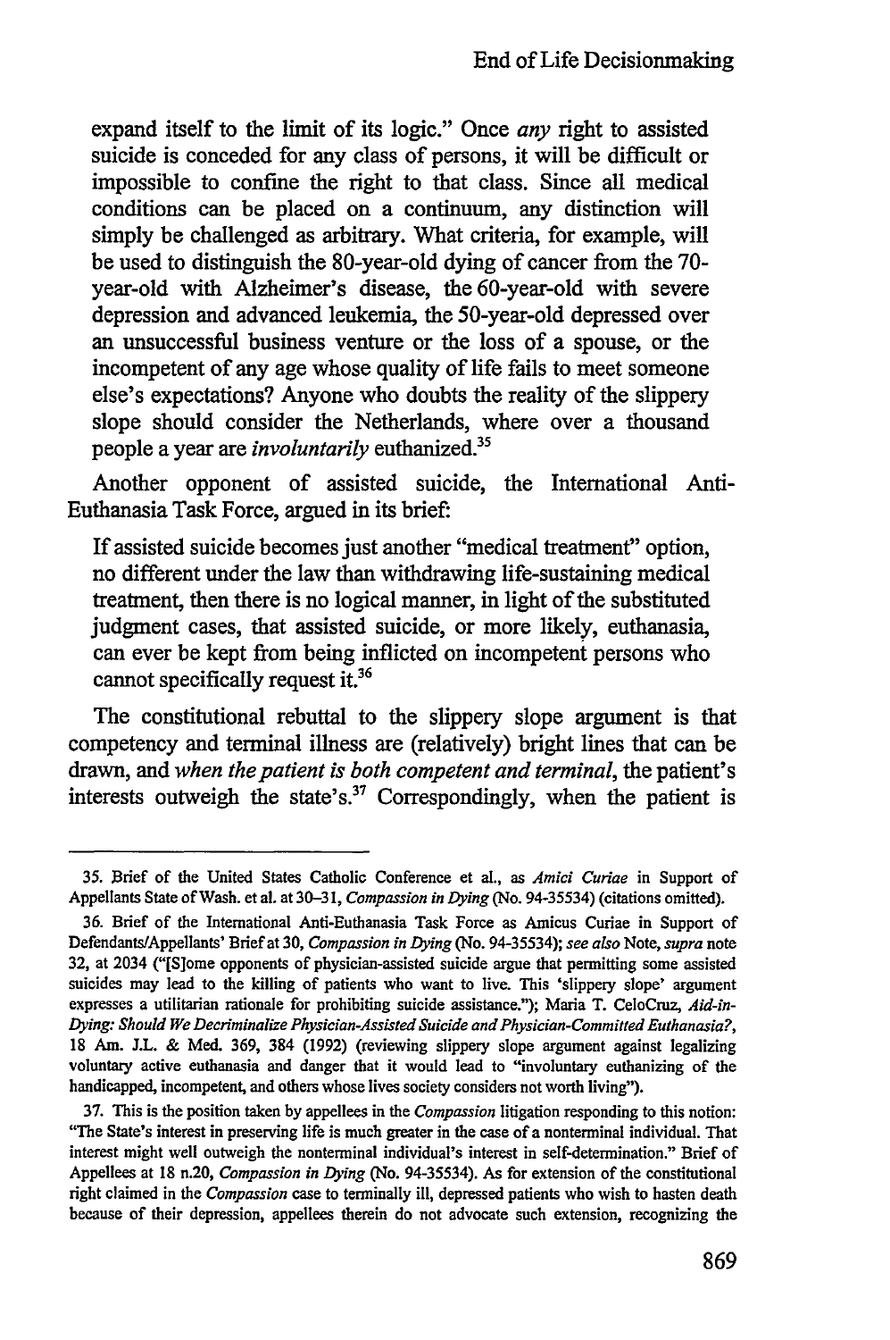expand itself to the limit of its logic." Once *any* right to assisted suicide is conceded for any class of persons, it will be difficult or impossible to confine the right to that class. Since all medical conditions can be placed on a continuum, any distinction will simply be challenged as arbitrary. What criteria, for example, will be used to distinguish the 80-year-old dying of cancer from the 70-year-old with Alzheimer's disease, the 60-year-old with severe depression and advanced leukemia, the 50-year-old depressed over an unsuccessful business venture or the loss of a spouse, or the incompetent of any age whose quality of life fails to meet someone else's expectations? Anyone who doubts the reality of the slippery slope should consider the Netherlands, where over a thousand people a year are *involuntarily* euthanized.[35]

Another opponent of assisted suicide, the International Anti-Euthanasia Task Force, argued in its brief:

> If assisted suicide becomes just another "medical treatment" option, no different under the law than withdrawing life-sustaining medical treatment, then there is no logical manner, in light of the substituted judgment cases, that assisted suicide, or more likely, euthanasia, can ever be kept from being inflicted on incompetent persons who cannot specifically request it.[36]

The constitutional rebuttal to the slippery slope argument is that competency and terminal illness are (relatively) bright lines that can be drawn, and *when the patient is both competent and terminal*, the patient's interests outweigh the state's.[37] Correspondingly, when the patient is

---

35. Brief of the United States Catholic Conference et al., as *Amici Curiae* in Support of Appellants State of Wash. et al. at 30–31, *Compassion in Dying* (No. 94-35534) (citations omitted).

36. Brief of the International Anti-Euthanasia Task Force as Amicus Curiae in Support of Defendants/Appellants' Brief at 30, *Compassion in Dying* (No. 94-35534); *see also* Note, *supra* note 32, at 2034 ("[S]ome opponents of physician-assisted suicide argue that permitting some assisted suicides may lead to the killing of patients who want to live. This 'slippery slope' argument expresses a utilitarian rationale for prohibiting suicide assistance."); Maria T. CeloCruz, *Aid-in-Dying: Should We Decriminalize Physician-Assisted Suicide and Physician-Committed Euthanasia?*, 18 Am. J.L. & Med. 369, 384 (1992) (reviewing slippery slope argument against legalizing voluntary active euthanasia and danger that it would lead to "involuntary euthanizing of the handicapped, incompetent, and others whose lives society considers not worth living").

37. This is the position taken by appellees in the *Compassion* litigation responding to this notion: "The State's interest in preserving life is much greater in the case of a nonterminal individual. That interest might well outweigh the nonterminal individual's interest in self-determination." Brief of Appellees at 18 n.20, *Compassion in Dying* (No. 94-35534). As for extension of the constitutional right claimed in the *Compassion* case to terminally ill, depressed patients who wish to hasten death because of their depression, appellees therein do not advocate such extension, recognizing the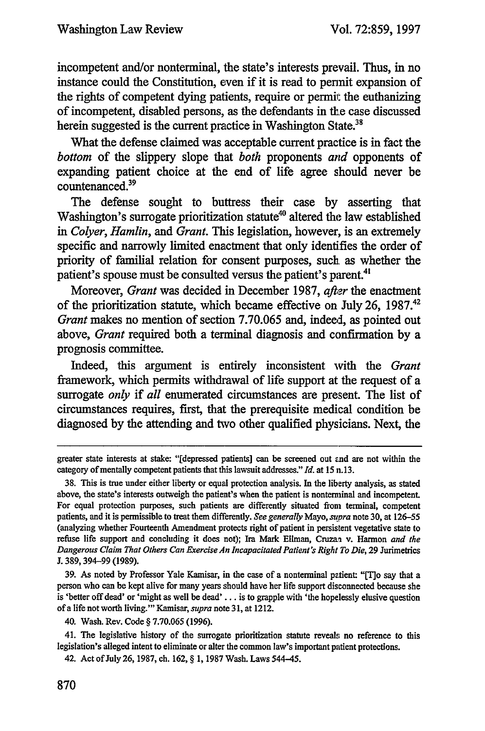incompetent and/or nonterminal, the state's interests prevail. Thus, in no instance could the Constitution, even if it is read to permit expansion of the rights of competent dying patients, require or permit the euthanizing of incompetent, disabled persons, as the defendants in the case discussed herein suggested is the current practice in Washington State.[38]

What the defense claimed was acceptable current practice is in fact the *bottom* of the slippery slope that *both* proponents *and* opponents of expanding patient choice at the end of life agree should never be countenanced.[39]

The defense sought to buttress their case by asserting that Washington's surrogate prioritization statute[40] altered the law established in *Colyer*, *Hamlin*, and *Grant*. This legislation, however, is an extremely specific and narrowly limited enactment that only identifies the order of priority of familial relation for consent purposes, such as whether the patient's spouse must be consulted versus the patient's parent.[41]

Moreover, *Grant* was decided in December 1987, *after* the enactment of the prioritization statute, which became effective on July 26, 1987.[42] *Grant* makes no mention of section 7.70.065 and, indeed, as pointed out above, *Grant* required both a terminal diagnosis and confirmation by a prognosis committee.

Indeed, this argument is entirely inconsistent with the *Grant* framework, which permits withdrawal of life support at the request of a surrogate *only* if *all* enumerated circumstances are present. The list of circumstances requires, first, that the prerequisite medical condition be diagnosed by the attending and two other qualified physicians. Next, the

---

greater state interests at stake: "[depressed patients] can be screened out and are not within the category of mentally competent patients that this lawsuit addresses." *Id.* at 15 n.13.

38. This is true under either liberty or equal protection analysis. In the liberty analysis, as stated above, the state's interests outweigh the patient's when the patient is nonterminal and incompetent. For equal protection purposes, such patients are differently situated from terminal, competent patients, and it is permissible to treat them differently. *See generally* Mayo, *supra* note 30, at 126–55 (analyzing whether Fourteenth Amendment protects right of patient in persistent vegetative state to refuse life support and concluding it does not); Ira Mark Ellman, *Cruzan v. Harmon and the Dangerous Claim That Others Can Exercise An Incapacitated Patient's Right To Die*, 29 Jurimetrics J. 389, 394–99 (1989).

39. As noted by Professor Yale Kamisar, in the case of a nonterminal patient: "[T]o say that a person who can be kept alive for many years should have her life support disconnected because she is 'better off dead' or 'might as well be dead' . . . is to grapple with 'the hopelessly elusive question of a life not worth living.'" Kamisar, *supra* note 31, at 1212.

40. Wash. Rev. Code § 7.70.065 (1996).

41. The legislative history of the surrogate prioritization statute reveals no reference to this legislation's alleged intent to eliminate or alter the common law's important patient protections.

42. Act of July 26, 1987, ch. 162, § 1, 1987 Wash. Laws 544–45.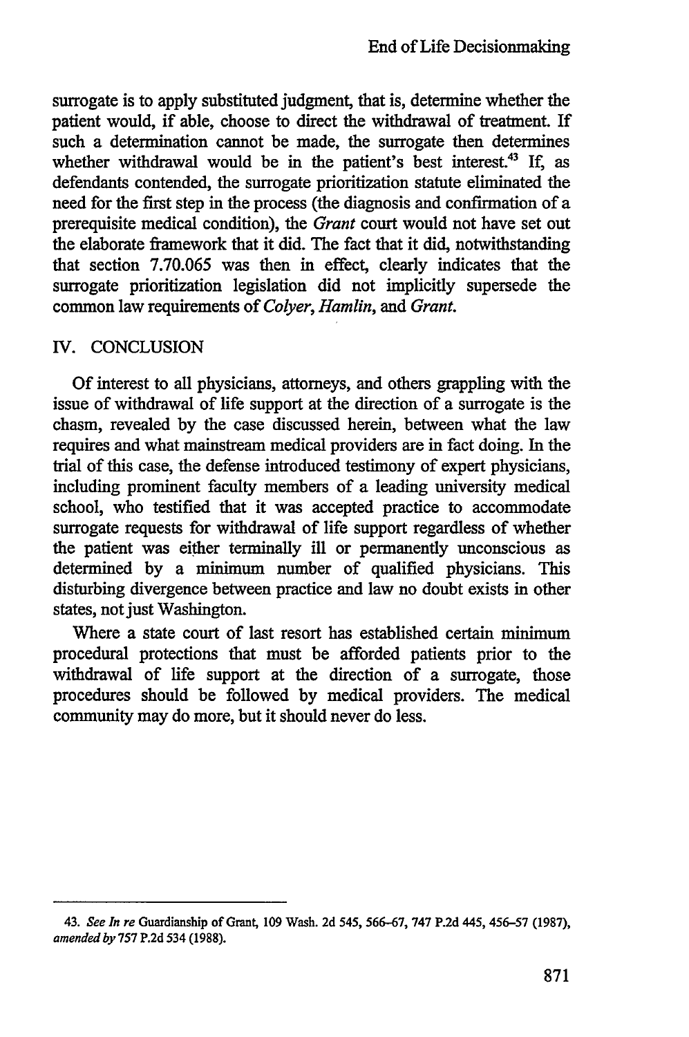surrogate is to apply substituted judgment, that is, determine whether the patient would, if able, choose to direct the withdrawal of treatment. If such a determination cannot be made, the surrogate then determines whether withdrawal would be in the patient's best interest.[43] If, as defendants contended, the surrogate prioritization statute eliminated the need for the first step in the process (the diagnosis and confirmation of a prerequisite medical condition), the *Grant* court would not have set out the elaborate framework that it did. The fact that it did, notwithstanding that section 7.70.065 was then in effect, clearly indicates that the surrogate prioritization legislation did not implicitly supersede the common law requirements of *Colyer*, *Hamlin*, and *Grant*.

## IV. CONCLUSION

Of interest to all physicians, attorneys, and others grappling with the issue of withdrawal of life support at the direction of a surrogate is the chasm, revealed by the case discussed herein, between what the law requires and what mainstream medical providers are in fact doing. In the trial of this case, the defense introduced testimony of expert physicians, including prominent faculty members of a leading university medical school, who testified that it was accepted practice to accommodate surrogate requests for withdrawal of life support regardless of whether the patient was either terminally ill or permanently unconscious as determined by a minimum number of qualified physicians. This disturbing divergence between practice and law no doubt exists in other states, not just Washington.

Where a state court of last resort has established certain minimum procedural protections that must be afforded patients prior to the withdrawal of life support at the direction of a surrogate, those procedures should be followed by medical providers. The medical community may do more, but it should never do less.

---

43. *See In re* Guardianship of Grant, 109 Wash. 2d 545, 566–67, 747 P.2d 445, 456–57 (1987), *amended by* 757 P.2d 534 (1988).